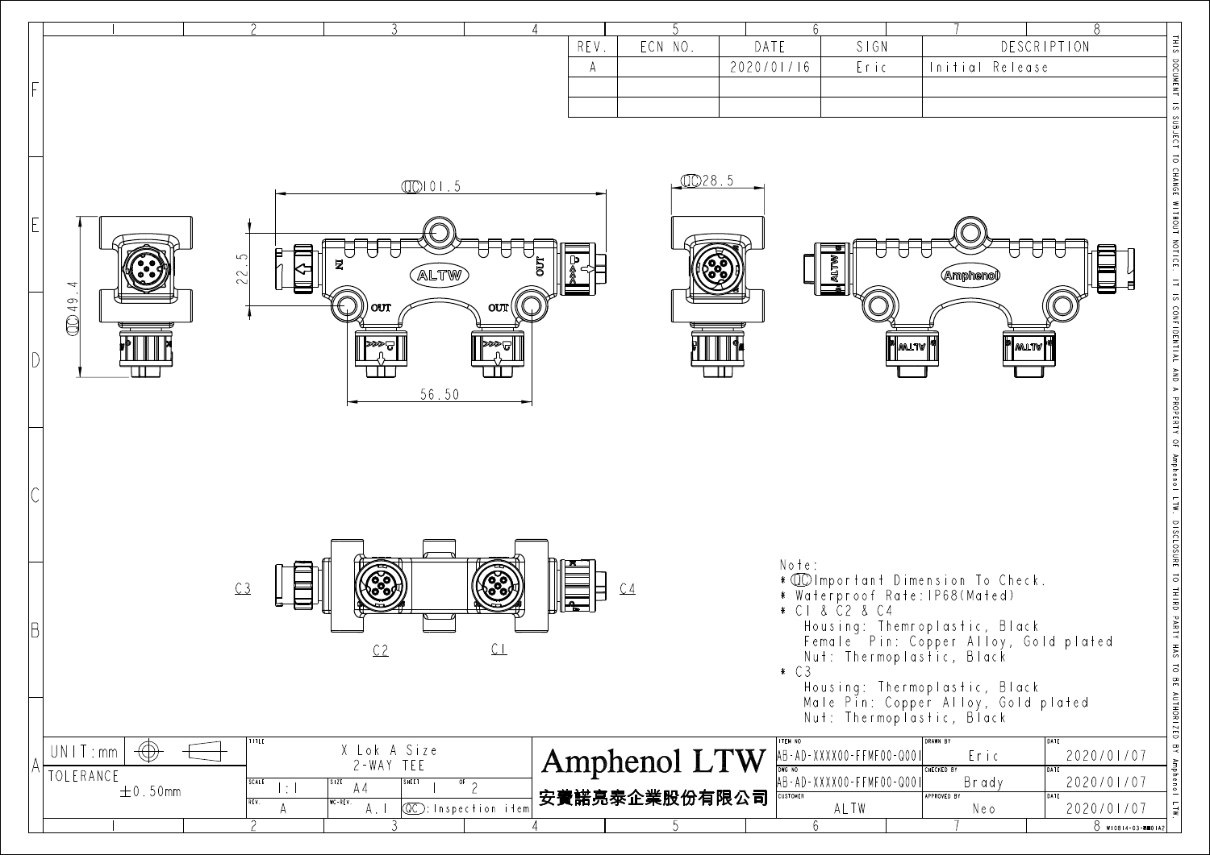| REV. | ECN NO. | DATE | SIGN | DESCRIPTION |
|---|---|---|---|---|
| A | | 2020/01/16 | Eric | Initial Release |
| | | | | |
| | | | | |

QC 101.5

QC 28.5

22.5

QC 49.4

56.50

IN OUT OUT OUT

ALTW

Amphenol

C3 C4

C2 C1

Note:
* QC Important Dimension To Check.
* Waterproof Rate: IP68(Mated)
* C1 & C2 & C4
  Housing: Themroplastic, Black
  Female Pin: Copper Alloy, Gold plated
  Nut: Thermoplastic, Black
* C3
  Housing: Thermoplastic, Black
  Male Pin: Copper Alloy, Gold plated
  Nut: Thermoplastic, Black

| UNIT: mm | TITLE: X Lok A Size 2-WAY TEE | Amphenol LTW | ITEM NO: AB-AD-XXXX00-FFMF00-Q001 | DRAWN BY: Eric | DATE: 2020/01/07 |
|---|---|---|---|---|---|
| TOLERANCE ±0.50mm | SCALE: 1:1 / SIZE: A4 / SHEET: 1 OF 2 | 安費諾亮泰企業股份有限公司 | DWG NO: AB-AD-XXXX00-FFMF00-Q001 | CHECKED BY: Brady | DATE: 2020/01/07 |
| | REV.: A / WC-REV.: A.1 / QC: Inspection item | | CUSTOMER: ALTW | APPROVED BY: Neo | DATE: 2020/01/07 |

THIS DOCUMENT IS SUBJECT TO CHANGE WITHOUT NOTICE. IT IS CONFIDENTIAL AND A PROPERTY OF Amphenol LTW. DISCLOSURE TO THIRD PARTY HAS TO BE AUTHORIZED BY Amphenol LTW.

W10814-03-R001A2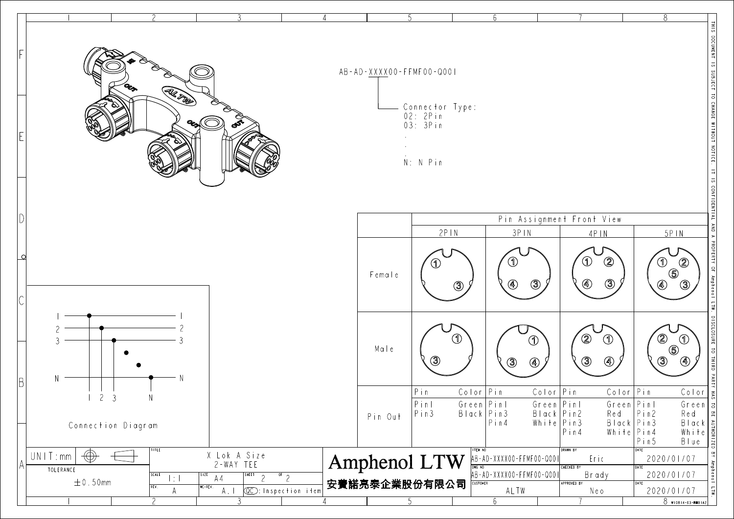AB-AD-XXXX00-FFMF00-Q001

Connector Type:
02: 2Pin
03: 3Pin
.
.
.
N: N Pin

Connection Diagram

1 2 3 N

| | Pin Assignment Front View | | | |
|---|---|---|---|---|
| | 2PIN | 3PIN | 4PIN | 5PIN |
| Female | 1, 3 | 1, 4, 3 | 1, 2, 4, 3 | 1, 2, 5, 4, 3 |
| Male | 1, 3 | 1, 3, 4 | 2, 1, 3, 4 | 2, 1, 5, 3, 4 |
| Pin Out | Pin / Color<br>Pin1 Green<br>Pin3 Black | Pin / Color<br>Pin1 Green<br>Pin3 Black<br>Pin4 White | Pin / Color<br>Pin1 Green<br>Pin2 Red<br>Pin3 Black<br>Pin4 White | Pin / Color<br>Pin1 Green<br>Pin2 Red<br>Pin3 Black<br>Pin4 White<br>Pin5 Blue |

| | | | |
|---|---|---|---|
| UNIT: mm | TITLE: X Lok A Size 2-WAY TEE | Amphenol LTW 安費諾亮泰企業股份有限公司 | ITEM NO: AB-AD-XXXX00-FFMF00-Q001 |
| TOLERANCE: ±0.50mm | SCALE: 1:1 SIZE: A4 SHEET: 2 OF 2 | | DWG NO: AB-AD-XXXX00-FFMF00-Q001 |
| | REV.: A WC-REV.: A.1 (QC): Inspection item | | CUSTOMER: ALTW |
| DRAWN BY: Eric | DATE: 2020/01/07 | | |
| CHECKED BY: Brady | DATE: 2020/01/07 | | |
| APPROVED BY: Neo | DATE: 2020/01/07 | | |

THIS DOCUMENT IS SUBJECT TO CHANGE WITHOUT NOTICE. IT IS CONFIDENTIAL AND A PROPERTY OF Amphenol LTW. DISCLOSURE TO THIRD PARTY HAS TO BE AUTHORIZED BY Amphenol LTW.

W10814-03-M01A2